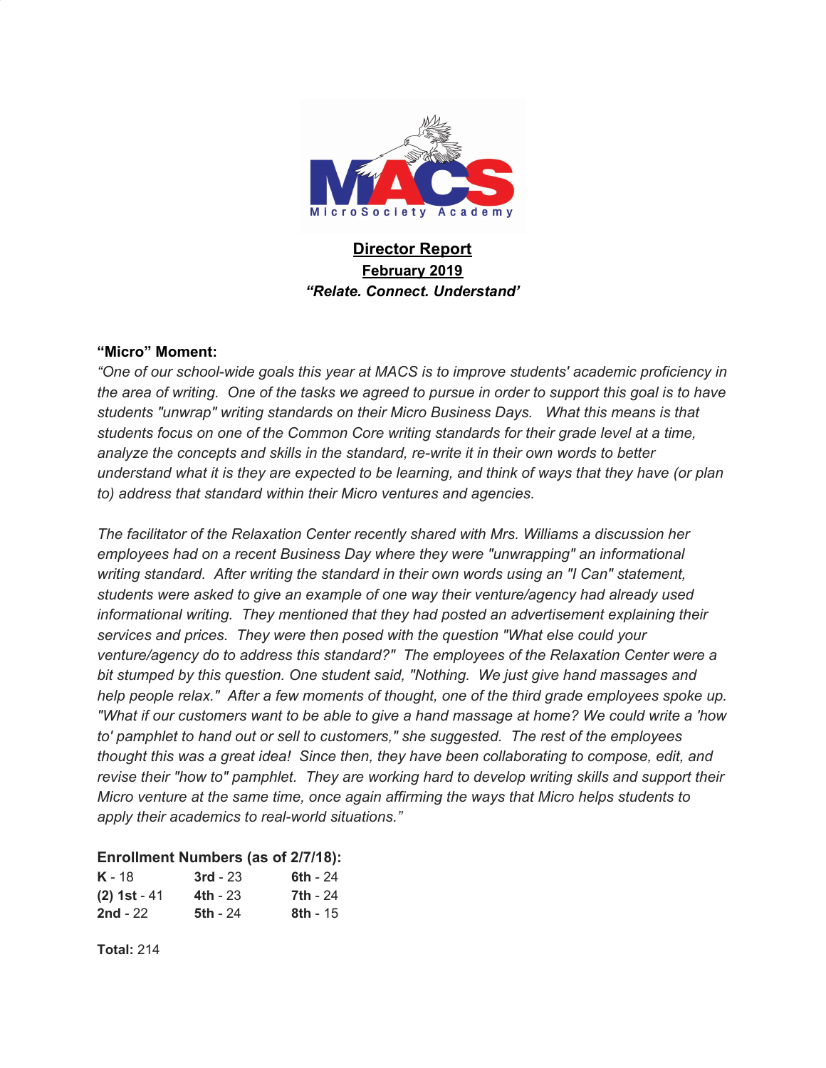# Director Report

## February 2019

***"Relate. Connect. Understand'***

**"Micro" Moment:**

*"One of our school-wide goals this year at MACS is to improve students' academic proficiency in the area of writing. One of the tasks we agreed to pursue in order to support this goal is to have students "unwrap" writing standards on their Micro Business Days. What this means is that students focus on one of the Common Core writing standards for their grade level at a time, analyze the concepts and skills in the standard, re-write it in their own words to better understand what it is they are expected to be learning, and think of ways that they have (or plan to) address that standard within their Micro ventures and agencies.*

*The facilitator of the Relaxation Center recently shared with Mrs. Williams a discussion her employees had on a recent Business Day where they were "unwrapping" an informational writing standard. After writing the standard in their own words using an "I Can" statement, students were asked to give an example of one way their venture/agency had already used informational writing. They mentioned that they had posted an advertisement explaining their services and prices. They were then posed with the question "What else could your venture/agency do to address this standard?" The employees of the Relaxation Center were a bit stumped by this question. One student said, "Nothing. We just give hand massages and help people relax." After a few moments of thought, one of the third grade employees spoke up. "What if our customers want to be able to give a hand massage at home? We could write a 'how to' pamphlet to hand out or sell to customers," she suggested. The rest of the employees thought this was a great idea! Since then, they have been collaborating to compose, edit, and revise their "how to" pamphlet. They are working hard to develop writing skills and support their Micro venture at the same time, once again affirming the ways that Micro helps students to apply their academics to real-world situations."*

**Enrollment Numbers (as of 2/7/18):**

| | | |
|---|---|---|
| **K** - 18 | **3rd** - 23 | **6th** - 24 |
| **(2) 1st** - 41 | **4th** - 23 | **7th** - 24 |
| **2nd** - 22 | **5th** - 24 | **8th** - 15 |

**Total:** 214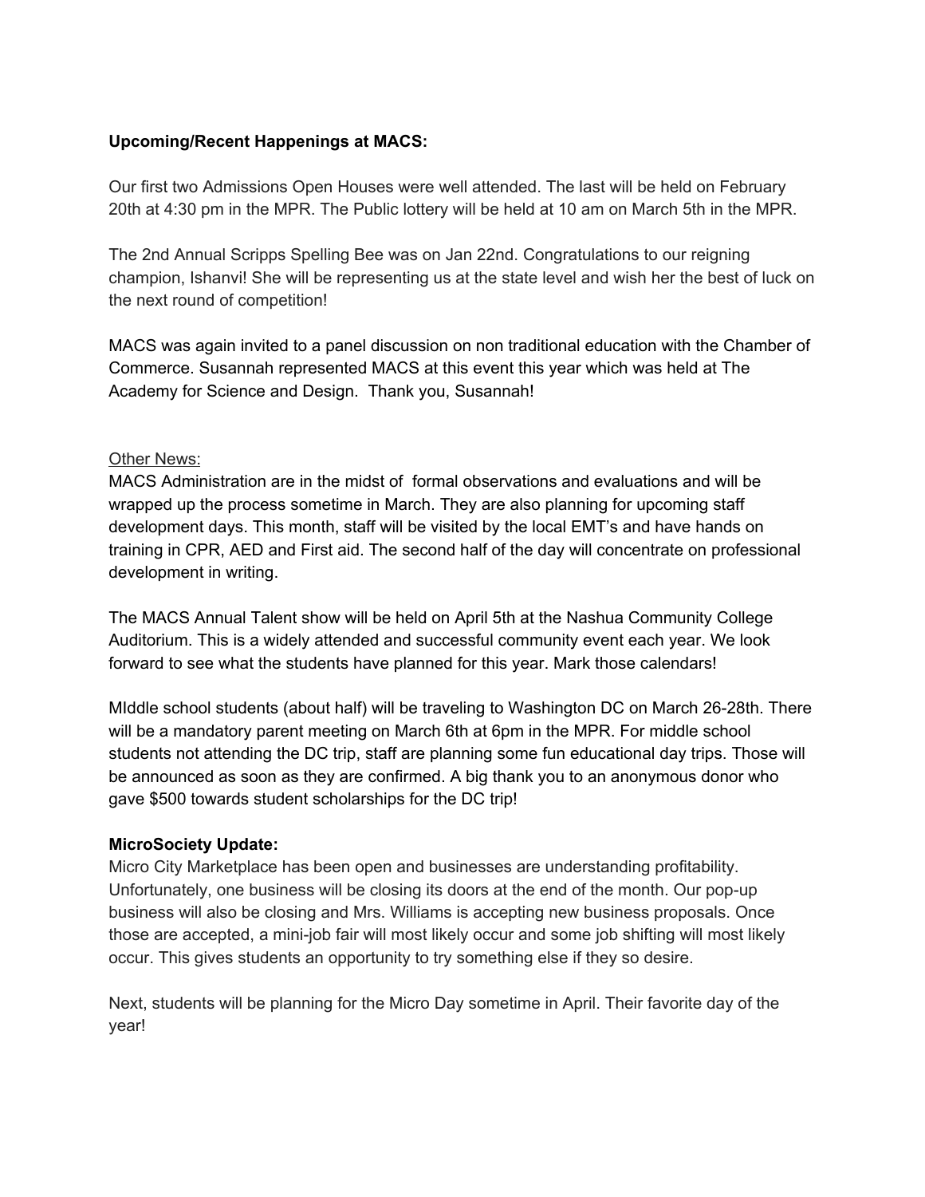**Upcoming/Recent Happenings at MACS:**

Our first two Admissions Open Houses were well attended. The last will be held on February 20th at 4:30 pm in the MPR. The Public lottery will be held at 10 am on March 5th in the MPR.

The 2nd Annual Scripps Spelling Bee was on Jan 22nd. Congratulations to our reigning champion, Ishanvi! She will be representing us at the state level and wish her the best of luck on the next round of competition!

MACS was again invited to a panel discussion on non traditional education with the Chamber of Commerce. Susannah represented MACS at this event this year which was held at The Academy for Science and Design. Thank you, Susannah!

<u>Other News:</u>

MACS Administration are in the midst of formal observations and evaluations and will be wrapped up the process sometime in March. They are also planning for upcoming staff development days. This month, staff will be visited by the local EMT's and have hands on training in CPR, AED and First aid. The second half of the day will concentrate on professional development in writing.

The MACS Annual Talent show will be held on April 5th at the Nashua Community College Auditorium. This is a widely attended and successful community event each year. We look forward to see what the students have planned for this year. Mark those calendars!

MIddle school students (about half) will be traveling to Washington DC on March 26-28th. There will be a mandatory parent meeting on March 6th at 6pm in the MPR. For middle school students not attending the DC trip, staff are planning some fun educational day trips. Those will be announced as soon as they are confirmed. A big thank you to an anonymous donor who gave $500 towards student scholarships for the DC trip!

**MicroSociety Update:**

Micro City Marketplace has been open and businesses are understanding profitability. Unfortunately, one business will be closing its doors at the end of the month. Our pop-up business will also be closing and Mrs. Williams is accepting new business proposals. Once those are accepted, a mini-job fair will most likely occur and some job shifting will most likely occur. This gives students an opportunity to try something else if they so desire.

Next, students will be planning for the Micro Day sometime in April. Their favorite day of the year!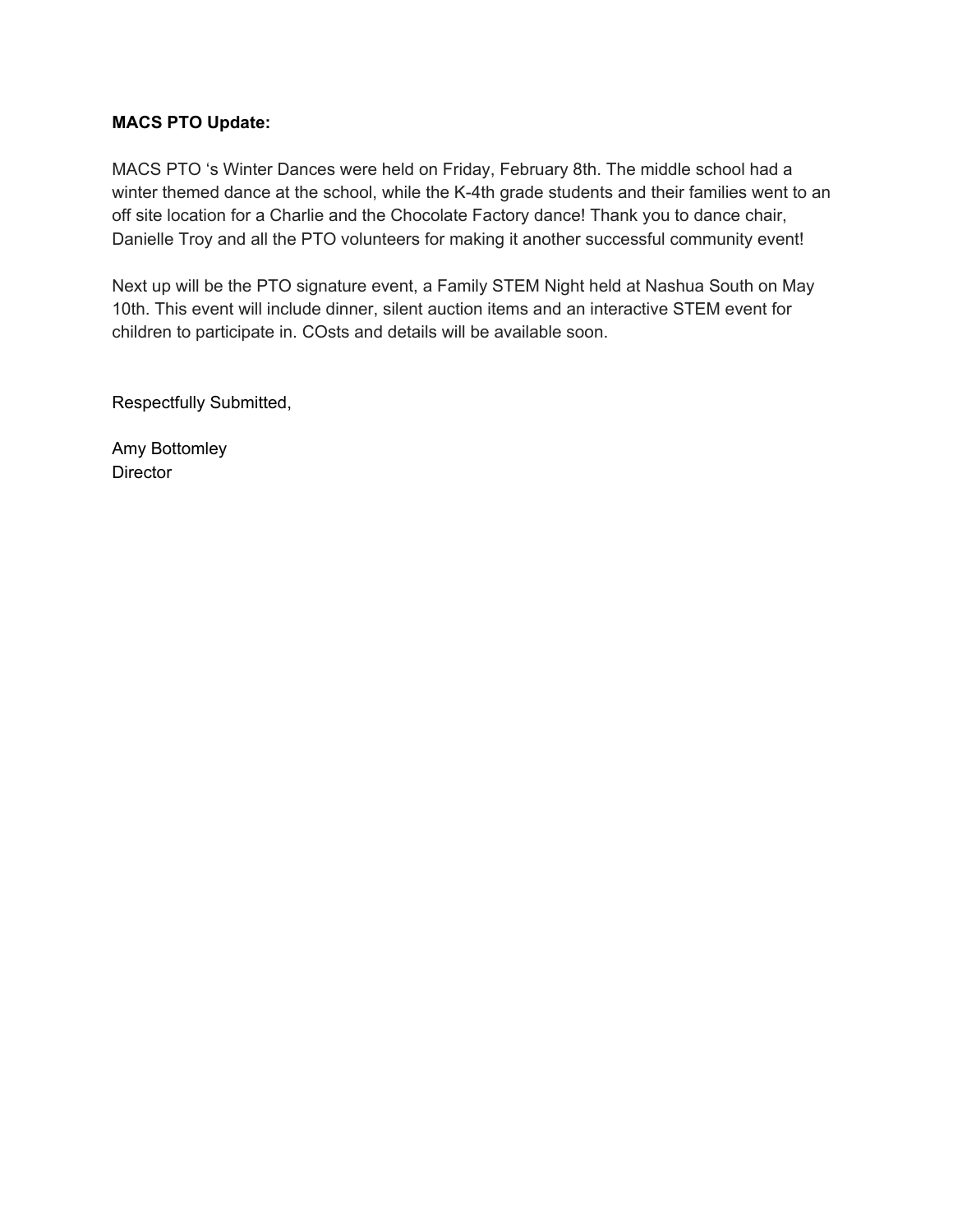**MACS PTO Update:**

MACS PTO ‘s Winter Dances were held on Friday, February 8th. The middle school had a winter themed dance at the school, while the K-4th grade students and their families went to an off site location for a Charlie and the Chocolate Factory dance! Thank you to dance chair, Danielle Troy and all the PTO volunteers for making it another successful community event!

Next up will be the PTO signature event, a Family STEM Night held at Nashua South on May 10th. This event will include dinner, silent auction items and an interactive STEM event for children to participate in. COsts and details will be available soon.

Respectfully Submitted,

Amy Bottomley
Director